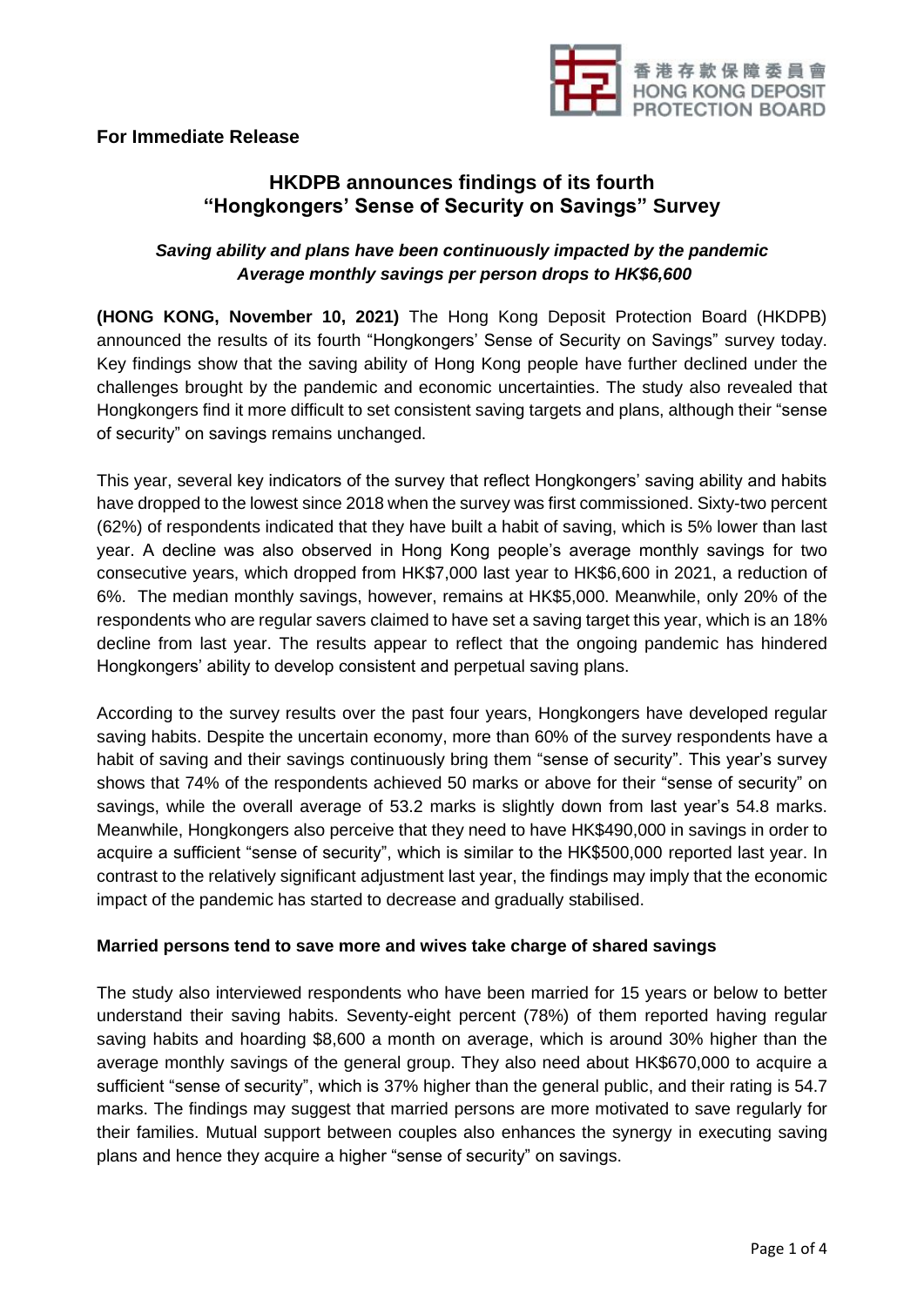香港存款保障委員會
HONG KONG DEPOSIT PROTECTION BOARD

**For Immediate Release**

# HKDPB announces findings of its fourth "Hongkongers' Sense of Security on Savings" Survey

***Saving ability and plans have been continuously impacted by the pandemic***
***Average monthly savings per person drops to HK$6,600***

**(HONG KONG, November 10, 2021)** The Hong Kong Deposit Protection Board (HKDPB) announced the results of its fourth "Hongkongers' Sense of Security on Savings" survey today. Key findings show that the saving ability of Hong Kong people have further declined under the challenges brought by the pandemic and economic uncertainties. The study also revealed that Hongkongers find it more difficult to set consistent saving targets and plans, although their "sense of security" on savings remains unchanged.

This year, several key indicators of the survey that reflect Hongkongers' saving ability and habits have dropped to the lowest since 2018 when the survey was first commissioned. Sixty-two percent (62%) of respondents indicated that they have built a habit of saving, which is 5% lower than last year. A decline was also observed in Hong Kong people's average monthly savings for two consecutive years, which dropped from HK$7,000 last year to HK$6,600 in 2021, a reduction of 6%. The median monthly savings, however, remains at HK$5,000. Meanwhile, only 20% of the respondents who are regular savers claimed to have set a saving target this year, which is an 18% decline from last year. The results appear to reflect that the ongoing pandemic has hindered Hongkongers' ability to develop consistent and perpetual saving plans.

According to the survey results over the past four years, Hongkongers have developed regular saving habits. Despite the uncertain economy, more than 60% of the survey respondents have a habit of saving and their savings continuously bring them "sense of security". This year's survey shows that 74% of the respondents achieved 50 marks or above for their "sense of security" on savings, while the overall average of 53.2 marks is slightly down from last year's 54.8 marks. Meanwhile, Hongkongers also perceive that they need to have HK$490,000 in savings in order to acquire a sufficient "sense of security", which is similar to the HK$500,000 reported last year. In contrast to the relatively significant adjustment last year, the findings may imply that the economic impact of the pandemic has started to decrease and gradually stabilised.

**Married persons tend to save more and wives take charge of shared savings**

The study also interviewed respondents who have been married for 15 years or below to better understand their saving habits. Seventy-eight percent (78%) of them reported having regular saving habits and hoarding $8,600 a month on average, which is around 30% higher than the average monthly savings of the general group. They also need about HK$670,000 to acquire a sufficient "sense of security", which is 37% higher than the general public, and their rating is 54.7 marks. The findings may suggest that married persons are more motivated to save regularly for their families. Mutual support between couples also enhances the synergy in executing saving plans and hence they acquire a higher "sense of security" on savings.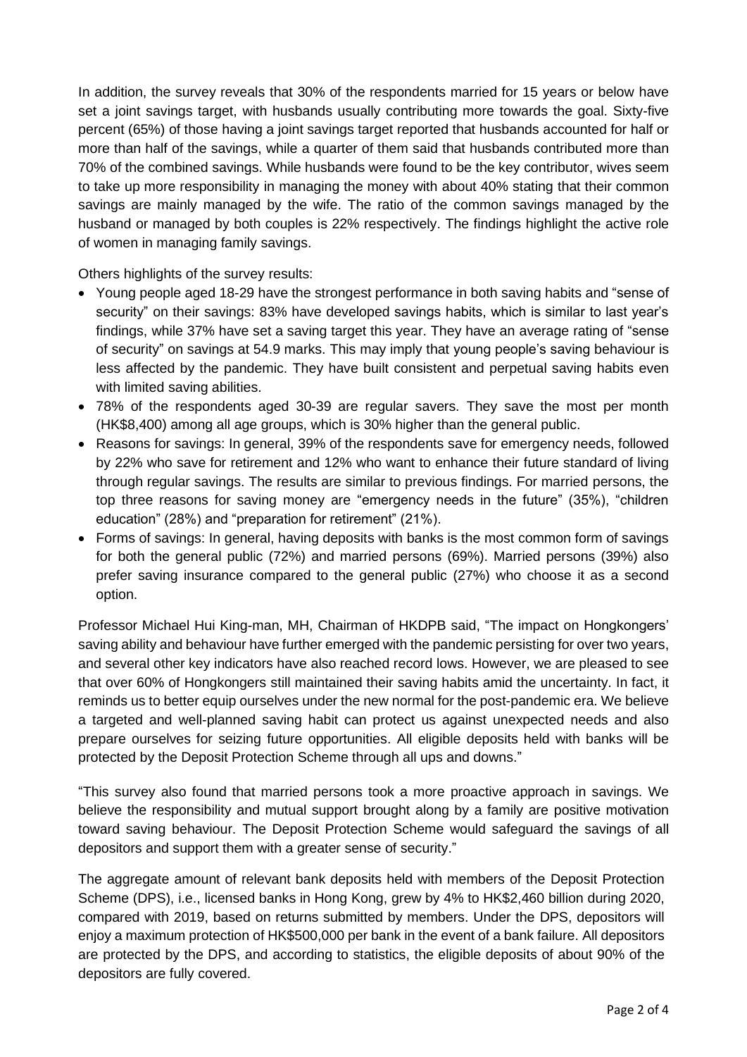In addition, the survey reveals that 30% of the respondents married for 15 years or below have set a joint savings target, with husbands usually contributing more towards the goal. Sixty-five percent (65%) of those having a joint savings target reported that husbands accounted for half or more than half of the savings, while a quarter of them said that husbands contributed more than 70% of the combined savings. While husbands were found to be the key contributor, wives seem to take up more responsibility in managing the money with about 40% stating that their common savings are mainly managed by the wife. The ratio of the common savings managed by the husband or managed by both couples is 22% respectively. The findings highlight the active role of women in managing family savings.

Others highlights of the survey results:

- Young people aged 18-29 have the strongest performance in both saving habits and "sense of security" on their savings: 83% have developed savings habits, which is similar to last year's findings, while 37% have set a saving target this year. They have an average rating of "sense of security" on savings at 54.9 marks. This may imply that young people's saving behaviour is less affected by the pandemic. They have built consistent and perpetual saving habits even with limited saving abilities.
- 78% of the respondents aged 30-39 are regular savers. They save the most per month (HK$8,400) among all age groups, which is 30% higher than the general public.
- Reasons for savings: In general, 39% of the respondents save for emergency needs, followed by 22% who save for retirement and 12% who want to enhance their future standard of living through regular savings. The results are similar to previous findings. For married persons, the top three reasons for saving money are "emergency needs in the future" (35%), "children education" (28%) and "preparation for retirement" (21%).
- Forms of savings: In general, having deposits with banks is the most common form of savings for both the general public (72%) and married persons (69%). Married persons (39%) also prefer saving insurance compared to the general public (27%) who choose it as a second option.

Professor Michael Hui King-man, MH, Chairman of HKDPB said, "The impact on Hongkongers' saving ability and behaviour have further emerged with the pandemic persisting for over two years, and several other key indicators have also reached record lows. However, we are pleased to see that over 60% of Hongkongers still maintained their saving habits amid the uncertainty. In fact, it reminds us to better equip ourselves under the new normal for the post-pandemic era. We believe a targeted and well-planned saving habit can protect us against unexpected needs and also prepare ourselves for seizing future opportunities. All eligible deposits held with banks will be protected by the Deposit Protection Scheme through all ups and downs."

"This survey also found that married persons took a more proactive approach in savings. We believe the responsibility and mutual support brought along by a family are positive motivation toward saving behaviour. The Deposit Protection Scheme would safeguard the savings of all depositors and support them with a greater sense of security."

The aggregate amount of relevant bank deposits held with members of the Deposit Protection Scheme (DPS), i.e., licensed banks in Hong Kong, grew by 4% to HK$2,460 billion during 2020, compared with 2019, based on returns submitted by members. Under the DPS, depositors will enjoy a maximum protection of HK$500,000 per bank in the event of a bank failure. All depositors are protected by the DPS, and according to statistics, the eligible deposits of about 90% of the depositors are fully covered.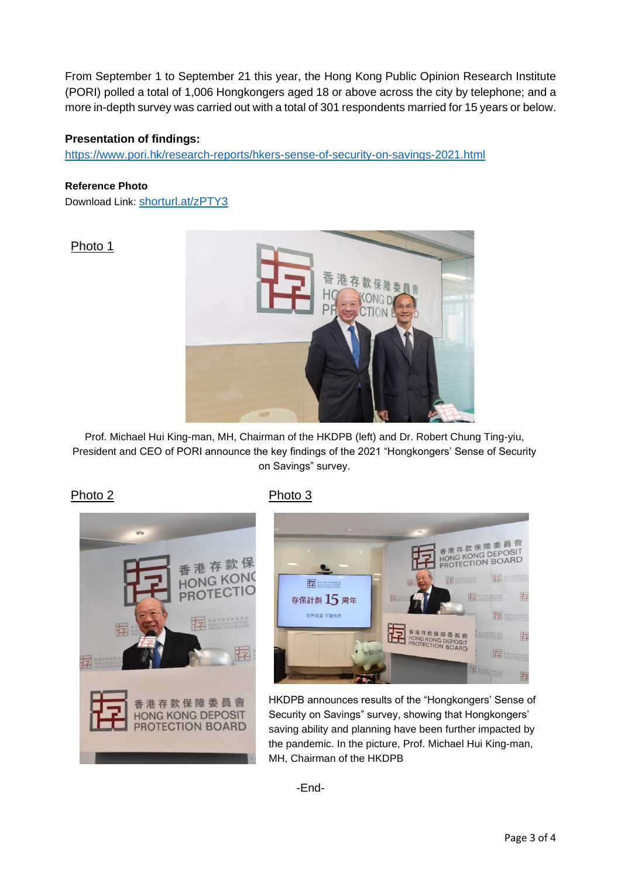From September 1 to September 21 this year, the Hong Kong Public Opinion Research Institute (PORI) polled a total of 1,006 Hongkongers aged 18 or above across the city by telephone; and a more in-depth survey was carried out with a total of 301 respondents married for 15 years or below.

**Presentation of findings:**
https://www.pori.hk/research-reports/hkers-sense-of-security-on-savings-2021.html

**Reference Photo**
Download Link: shorturl.at/zPTY3

Photo 1

Prof. Michael Hui King-man, MH, Chairman of the HKDPB (left) and Dr. Robert Chung Ting-yiu, President and CEO of PORI announce the key findings of the 2021 "Hongkongers' Sense of Security on Savings" survey.

Photo 2

Photo 3

HKDPB announces results of the "Hongkongers' Sense of Security on Savings" survey, showing that Hongkongers' saving ability and planning have been further impacted by the pandemic. In the picture, Prof. Michael Hui King-man, MH, Chairman of the HKDPB

-End-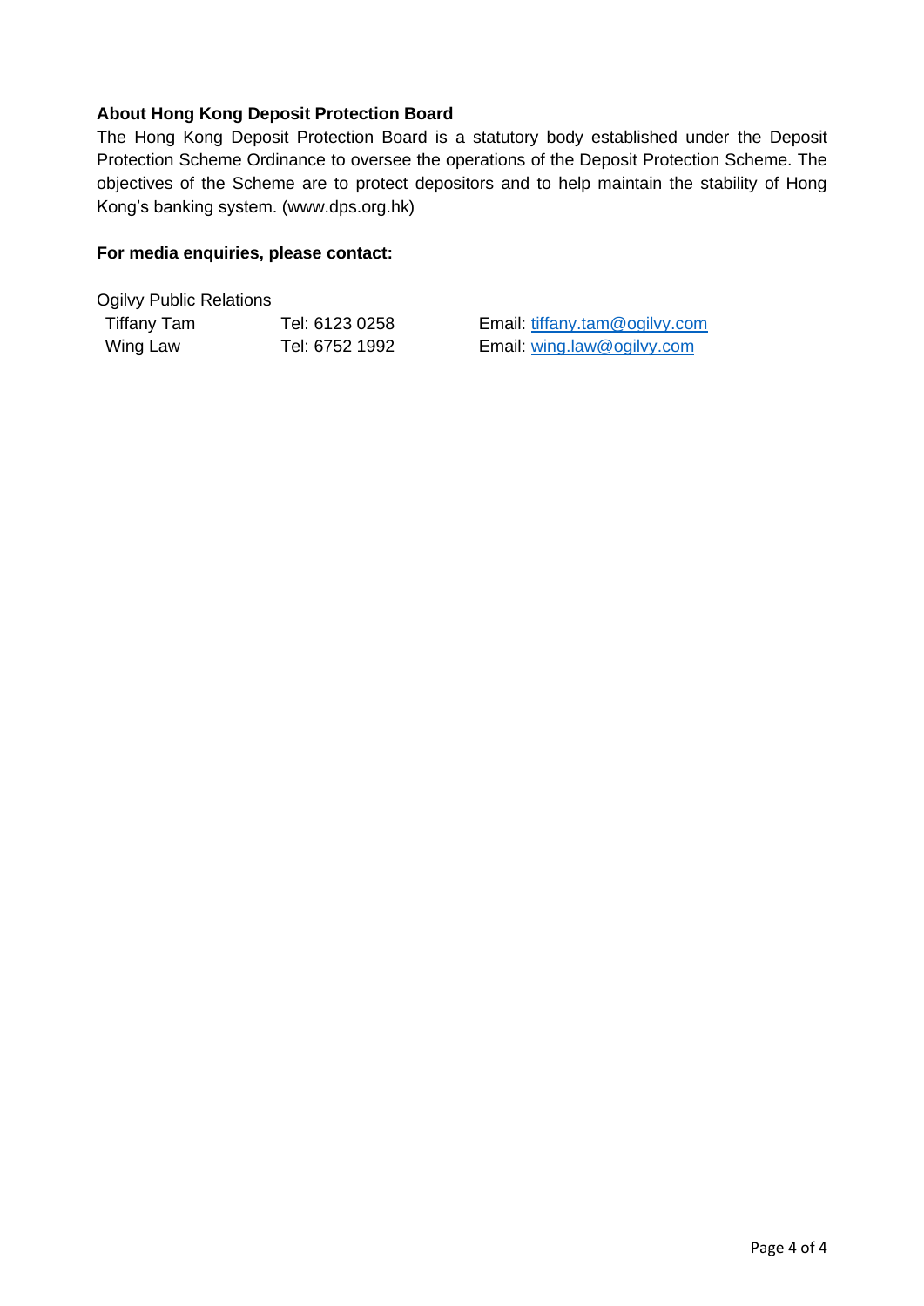**About Hong Kong Deposit Protection Board**

The Hong Kong Deposit Protection Board is a statutory body established under the Deposit Protection Scheme Ordinance to oversee the operations of the Deposit Protection Scheme. The objectives of the Scheme are to protect depositors and to help maintain the stability of Hong Kong's banking system. (www.dps.org.hk)

**For media enquiries, please contact:**

Ogilvy Public Relations

| | | |
|---|---|---|
| Tiffany Tam | Tel: 6123 0258 | Email: tiffany.tam@ogilvy.com |
| Wing Law | Tel: 6752 1992 | Email: wing.law@ogilvy.com |